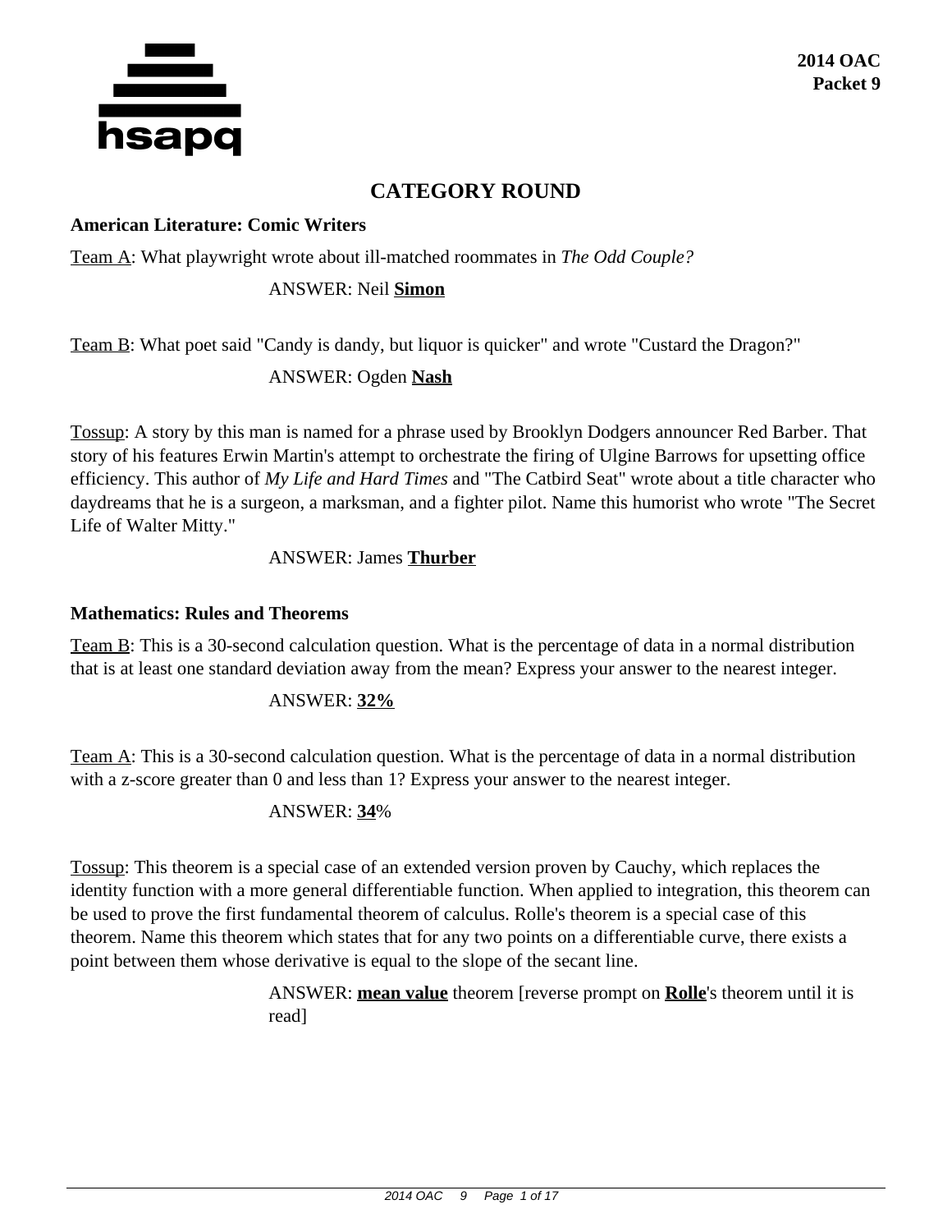# CATEGORY ROUND

### American Literature: Comic Writers

Team A: What playwright wrote about ill-matched roommates in *The Odd Couple?*

ANSWER: Neil **Simon**

Team B: What poet said "Candy is dandy, but liquor is quicker" and wrote "Custard the Dragon?"

ANSWER: Ogden **Nash**

Tossup: A story by this man is named for a phrase used by Brooklyn Dodgers announcer Red Barber. That story of his features Erwin Martin's attempt to orchestrate the firing of Ulgine Barrows for upsetting office efficiency. This author of *My Life and Hard Times* and "The Catbird Seat" wrote about a title character who daydreams that he is a surgeon, a marksman, and a fighter pilot. Name this humorist who wrote "The Secret Life of Walter Mitty."

ANSWER: James **Thurber**

### Mathematics: Rules and Theorems

Team B: This is a 30-second calculation question. What is the percentage of data in a normal distribution that is at least one standard deviation away from the mean? Express your answer to the nearest integer.

ANSWER: **32%**

Team A: This is a 30-second calculation question. What is the percentage of data in a normal distribution with a z-score greater than 0 and less than 1? Express your answer to the nearest integer.

ANSWER: **34**%

Tossup: This theorem is a special case of an extended version proven by Cauchy, which replaces the identity function with a more general differentiable function. When applied to integration, this theorem can be used to prove the first fundamental theorem of calculus. Rolle's theorem is a special case of this theorem. Name this theorem which states that for any two points on a differentiable curve, there exists a point between them whose derivative is equal to the slope of the secant line.

ANSWER: **mean value** theorem [reverse prompt on **Rolle**'s theorem until it is read]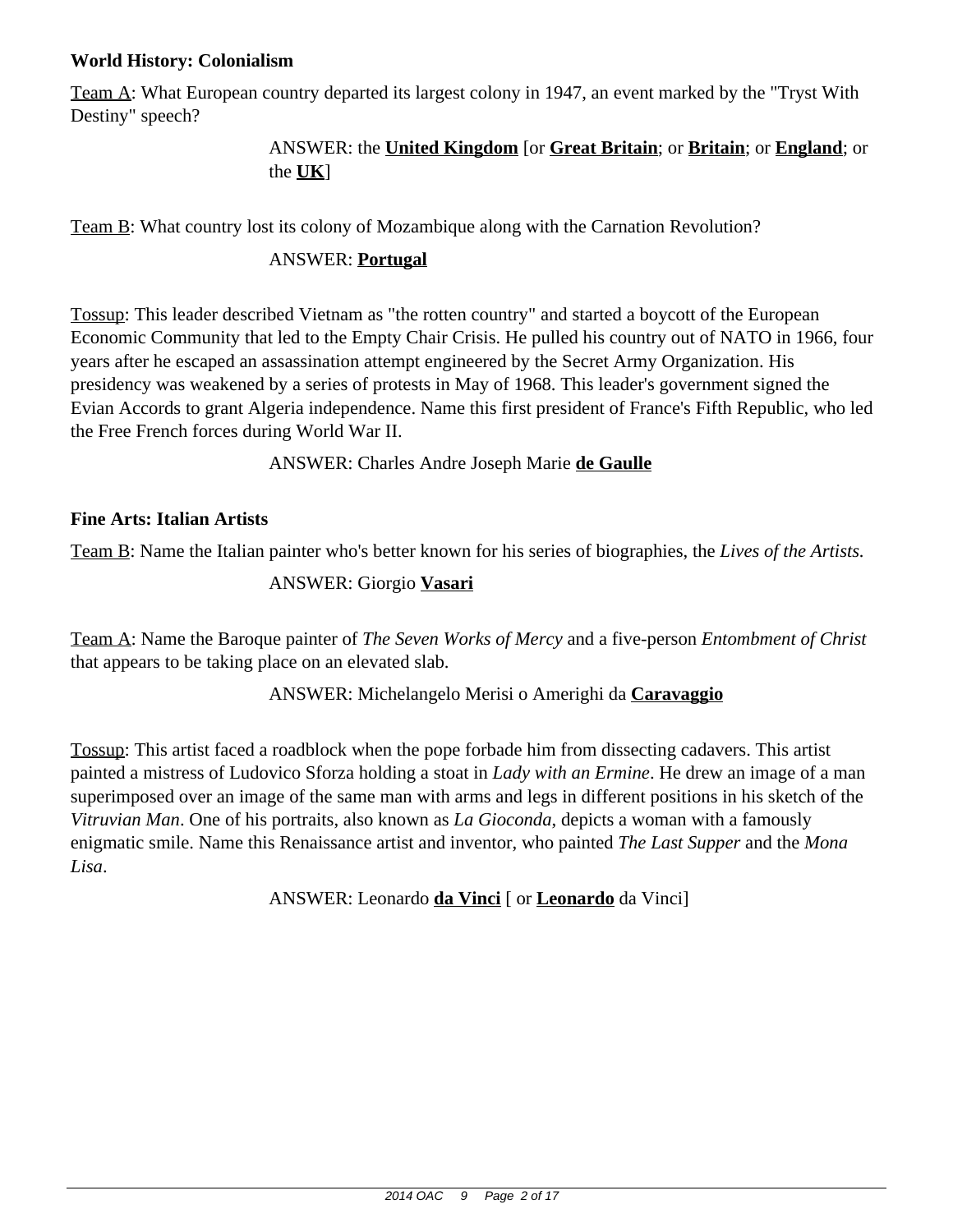**World History: Colonialism**

Team A: What European country departed its largest colony in 1947, an event marked by the "Tryst With Destiny" speech?

ANSWER: the **United Kingdom** [or **Great Britain**; or **Britain**; or **England**; or the **UK**]

Team B: What country lost its colony of Mozambique along with the Carnation Revolution?

ANSWER: **Portugal**

Tossup: This leader described Vietnam as "the rotten country" and started a boycott of the European Economic Community that led to the Empty Chair Crisis. He pulled his country out of NATO in 1966, four years after he escaped an assassination attempt engineered by the Secret Army Organization. His presidency was weakened by a series of protests in May of 1968. This leader's government signed the Evian Accords to grant Algeria independence. Name this first president of France's Fifth Republic, who led the Free French forces during World War II.

ANSWER: Charles Andre Joseph Marie **de Gaulle**

**Fine Arts: Italian Artists**

Team B: Name the Italian painter who's better known for his series of biographies, the *Lives of the Artists.*

ANSWER: Giorgio **Vasari**

Team A: Name the Baroque painter of *The Seven Works of Mercy* and a five-person *Entombment of Christ* that appears to be taking place on an elevated slab.

ANSWER: Michelangelo Merisi o Amerighi da **Caravaggio**

Tossup: This artist faced a roadblock when the pope forbade him from dissecting cadavers. This artist painted a mistress of Ludovico Sforza holding a stoat in *Lady with an Ermine*. He drew an image of a man superimposed over an image of the same man with arms and legs in different positions in his sketch of the *Vitruvian Man*. One of his portraits, also known as *La Gioconda*, depicts a woman with a famously enigmatic smile. Name this Renaissance artist and inventor, who painted *The Last Supper* and the *Mona Lisa*.

ANSWER: Leonardo **da Vinci** [ or **Leonardo** da Vinci]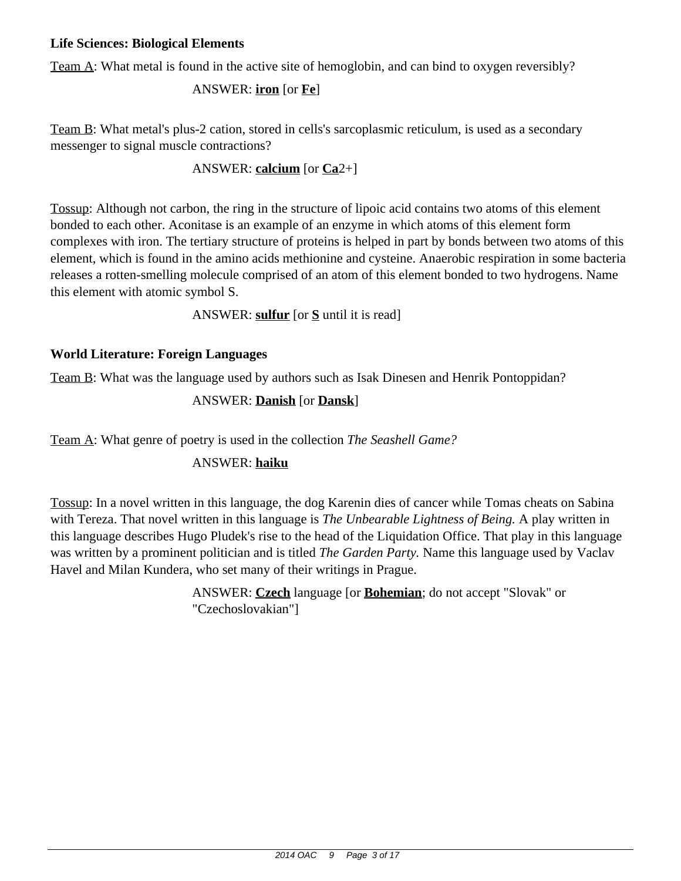**Life Sciences: Biological Elements**

Team A: What metal is found in the active site of hemoglobin, and can bind to oxygen reversibly?

ANSWER: **iron** [or **Fe**]

Team B: What metal's plus-2 cation, stored in cells's sarcoplasmic reticulum, is used as a secondary messenger to signal muscle contractions?

ANSWER: **calcium** [or **Ca**2+]

Tossup: Although not carbon, the ring in the structure of lipoic acid contains two atoms of this element bonded to each other. Aconitase is an example of an enzyme in which atoms of this element form complexes with iron. The tertiary structure of proteins is helped in part by bonds between two atoms of this element, which is found in the amino acids methionine and cysteine. Anaerobic respiration in some bacteria releases a rotten-smelling molecule comprised of an atom of this element bonded to two hydrogens. Name this element with atomic symbol S.

ANSWER: **sulfur** [or **S** until it is read]

**World Literature: Foreign Languages**

Team B: What was the language used by authors such as Isak Dinesen and Henrik Pontoppidan?

ANSWER: **Danish** [or **Dansk**]

Team A: What genre of poetry is used in the collection *The Seashell Game?*

ANSWER: **haiku**

Tossup: In a novel written in this language, the dog Karenin dies of cancer while Tomas cheats on Sabina with Tereza. That novel written in this language is *The Unbearable Lightness of Being.* A play written in this language describes Hugo Pludek's rise to the head of the Liquidation Office. That play in this language was written by a prominent politician and is titled *The Garden Party.* Name this language used by Vaclav Havel and Milan Kundera, who set many of their writings in Prague.

ANSWER: **Czech** language [or **Bohemian**; do not accept "Slovak" or "Czechoslovakian"]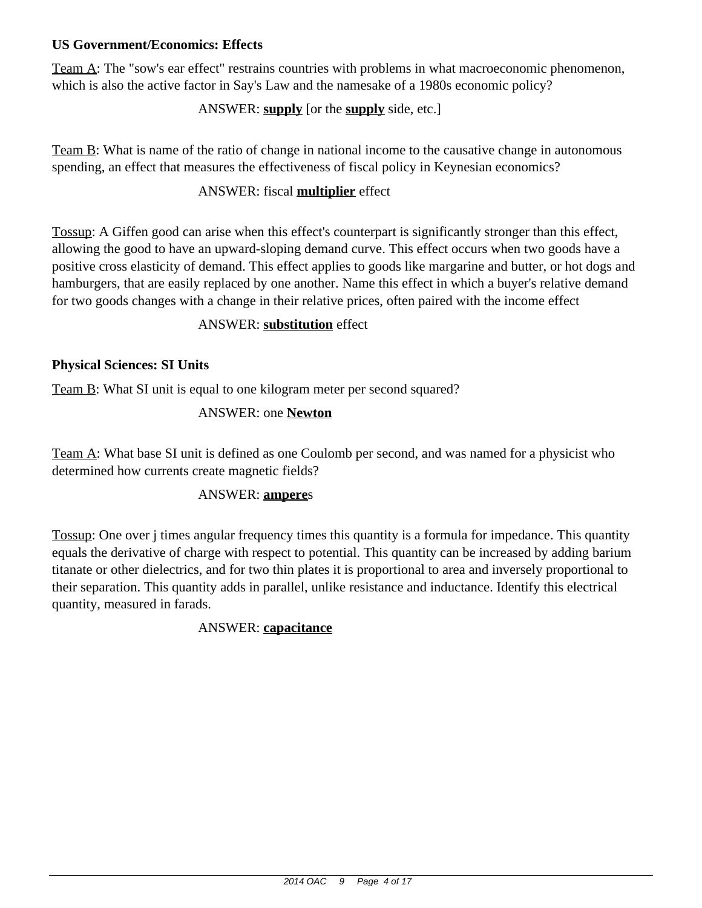**US Government/Economics: Effects**

Team A: The "sow's ear effect" restrains countries with problems in what macroeconomic phenomenon, which is also the active factor in Say's Law and the namesake of a 1980s economic policy?

ANSWER: **supply** [or the **supply** side, etc.]

Team B: What is name of the ratio of change in national income to the causative change in autonomous spending, an effect that measures the effectiveness of fiscal policy in Keynesian economics?

ANSWER: fiscal **multiplier** effect

Tossup: A Giffen good can arise when this effect's counterpart is significantly stronger than this effect, allowing the good to have an upward-sloping demand curve. This effect occurs when two goods have a positive cross elasticity of demand. This effect applies to goods like margarine and butter, or hot dogs and hamburgers, that are easily replaced by one another. Name this effect in which a buyer's relative demand for two goods changes with a change in their relative prices, often paired with the income effect

ANSWER: **substitution** effect

**Physical Sciences: SI Units**

Team B: What SI unit is equal to one kilogram meter per second squared?

ANSWER: one **Newton**

Team A: What base SI unit is defined as one Coulomb per second, and was named for a physicist who determined how currents create magnetic fields?

ANSWER: **ampere**s

Tossup: One over j times angular frequency times this quantity is a formula for impedance. This quantity equals the derivative of charge with respect to potential. This quantity can be increased by adding barium titanate or other dielectrics, and for two thin plates it is proportional to area and inversely proportional to their separation. This quantity adds in parallel, unlike resistance and inductance. Identify this electrical quantity, measured in farads.

ANSWER: **capacitance**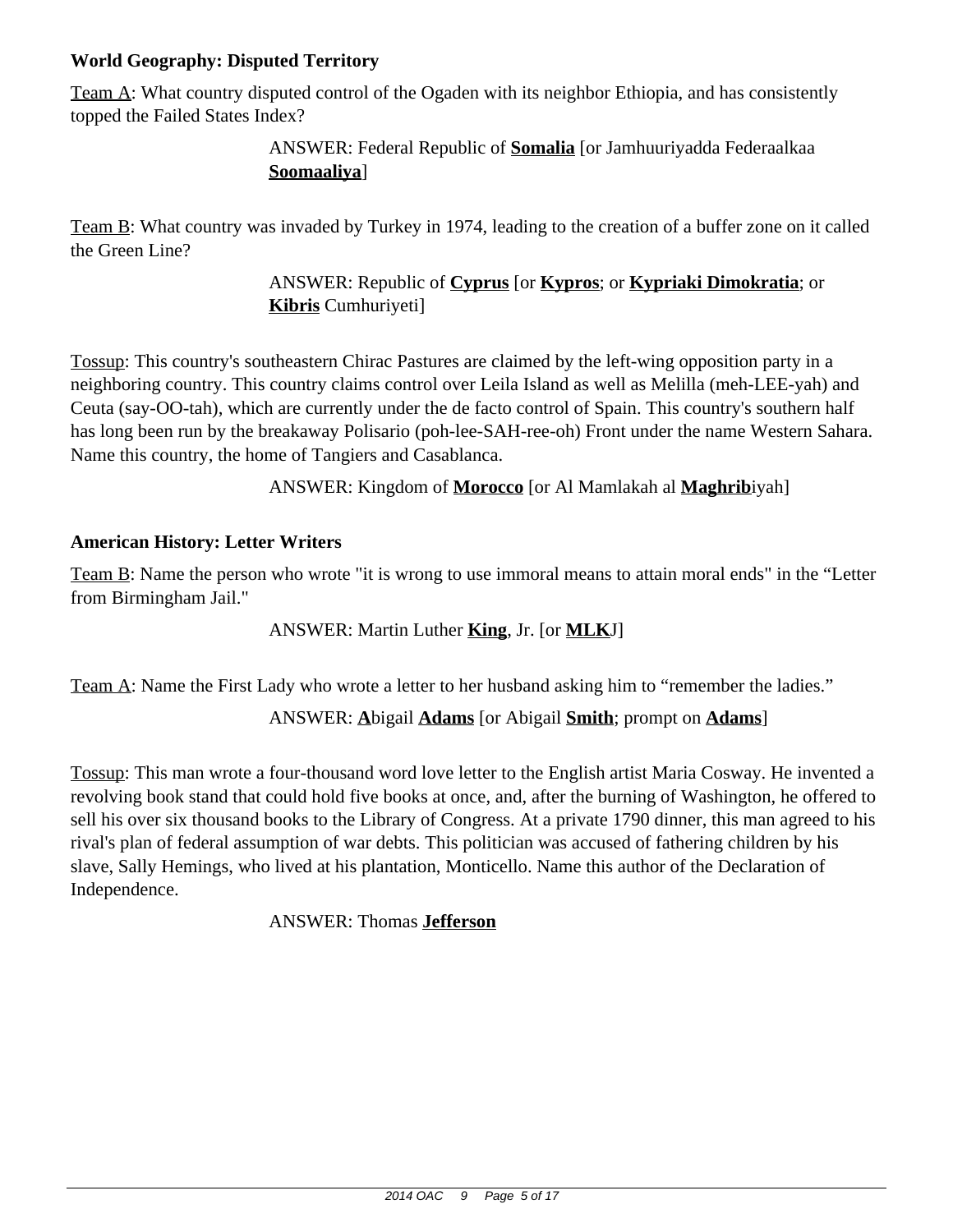**World Geography: Disputed Territory**

<u>Team A</u>: What country disputed control of the Ogaden with its neighbor Ethiopia, and has consistently topped the Failed States Index?

ANSWER: Federal Republic of **<u>Somalia</u>** [or Jamhuuriyadda Federaalkaa **<u>Soomaaliya</u>**]

<u>Team B</u>: What country was invaded by Turkey in 1974, leading to the creation of a buffer zone on it called the Green Line?

ANSWER: Republic of **<u>Cyprus</u>** [or **<u>Kypros</u>**; or **<u>Kypriaki Dimokratia</u>**; or **<u>Kibris</u>** Cumhuriyeti]

<u>Tossup</u>: This country's southeastern Chirac Pastures are claimed by the left-wing opposition party in a neighboring country. This country claims control over Leila Island as well as Melilla (meh-LEE-yah) and Ceuta (say-OO-tah), which are currently under the de facto control of Spain. This country's southern half has long been run by the breakaway Polisario (poh-lee-SAH-ree-oh) Front under the name Western Sahara. Name this country, the home of Tangiers and Casablanca.

ANSWER: Kingdom of **<u>Morocco</u>** [or Al Mamlakah al **<u>Maghrib</u>**iyah]

**American History: Letter Writers**

<u>Team B</u>: Name the person who wrote "it is wrong to use immoral means to attain moral ends" in the "Letter from Birmingham Jail."

ANSWER: Martin Luther **<u>King</u>**, Jr. [or **<u>MLK</u>**J]

<u>Team A</u>: Name the First Lady who wrote a letter to her husband asking him to "remember the ladies."

ANSWER: **<u>A</u>**bigail **<u>Adams</u>** [or Abigail **<u>Smith</u>**; prompt on **<u>Adams</u>**]

<u>Tossup</u>: This man wrote a four-thousand word love letter to the English artist Maria Cosway. He invented a revolving book stand that could hold five books at once, and, after the burning of Washington, he offered to sell his over six thousand books to the Library of Congress. At a private 1790 dinner, this man agreed to his rival's plan of federal assumption of war debts. This politician was accused of fathering children by his slave, Sally Hemings, who lived at his plantation, Monticello. Name this author of the Declaration of Independence.

ANSWER: Thomas **<u>Jefferson</u>**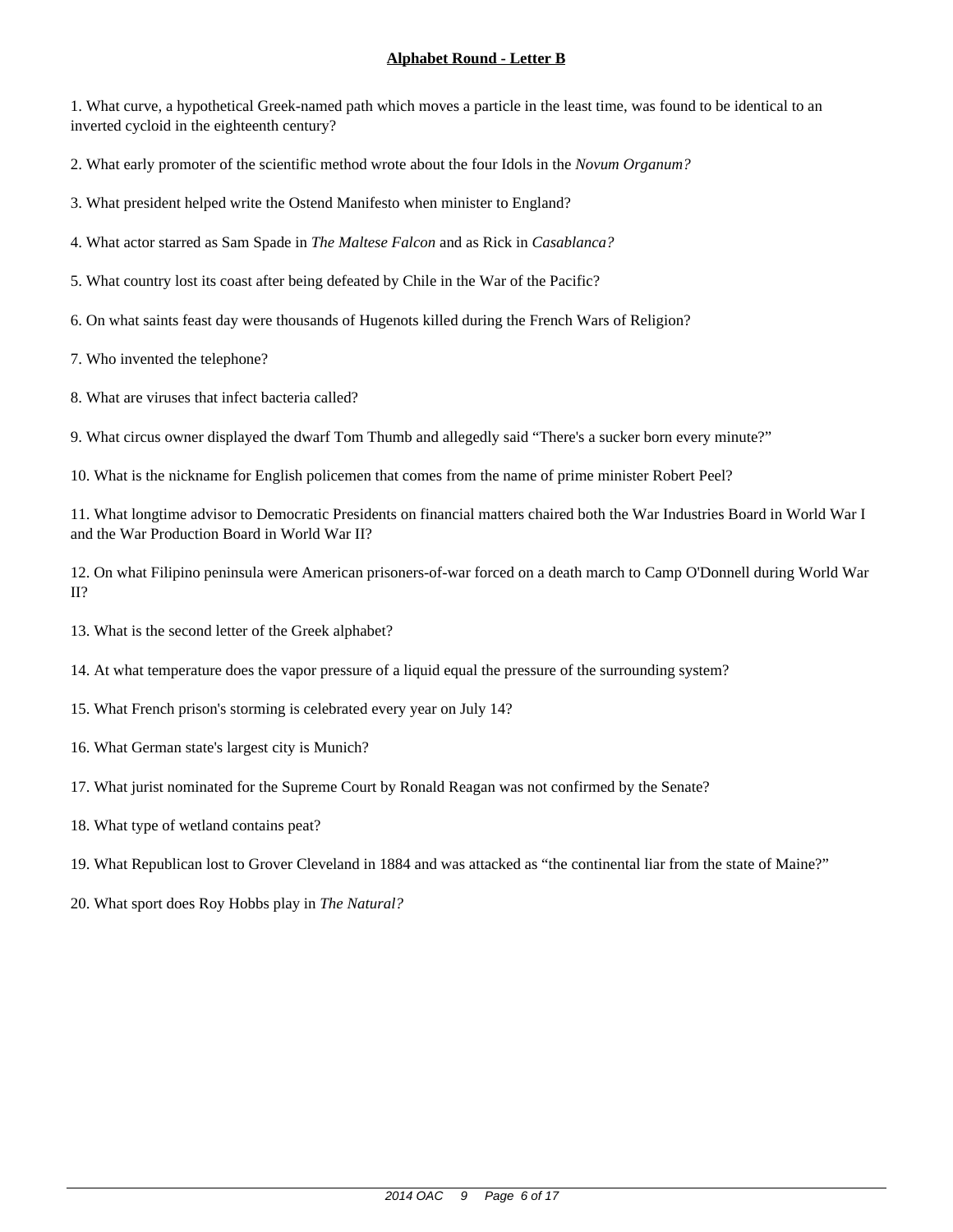**Alphabet Round - Letter B**

1. What curve, a hypothetical Greek-named path which moves a particle in the least time, was found to be identical to an inverted cycloid in the eighteenth century?

2. What early promoter of the scientific method wrote about the four Idols in the *Novum Organum?*

3. What president helped write the Ostend Manifesto when minister to England?

4. What actor starred as Sam Spade in *The Maltese Falcon* and as Rick in *Casablanca?*

5. What country lost its coast after being defeated by Chile in the War of the Pacific?

6. On what saints feast day were thousands of Hugenots killed during the French Wars of Religion?

7. Who invented the telephone?

8. What are viruses that infect bacteria called?

9. What circus owner displayed the dwarf Tom Thumb and allegedly said “There's a sucker born every minute?”

10. What is the nickname for English policemen that comes from the name of prime minister Robert Peel?

11. What longtime advisor to Democratic Presidents on financial matters chaired both the War Industries Board in World War I and the War Production Board in World War II?

12. On what Filipino peninsula were American prisoners-of-war forced on a death march to Camp O'Donnell during World War II?

13. What is the second letter of the Greek alphabet?

14. At what temperature does the vapor pressure of a liquid equal the pressure of the surrounding system?

15. What French prison's storming is celebrated every year on July 14?

16. What German state's largest city is Munich?

17. What jurist nominated for the Supreme Court by Ronald Reagan was not confirmed by the Senate?

18. What type of wetland contains peat?

19. What Republican lost to Grover Cleveland in 1884 and was attacked as “the continental liar from the state of Maine?”

20. What sport does Roy Hobbs play in *The Natural?*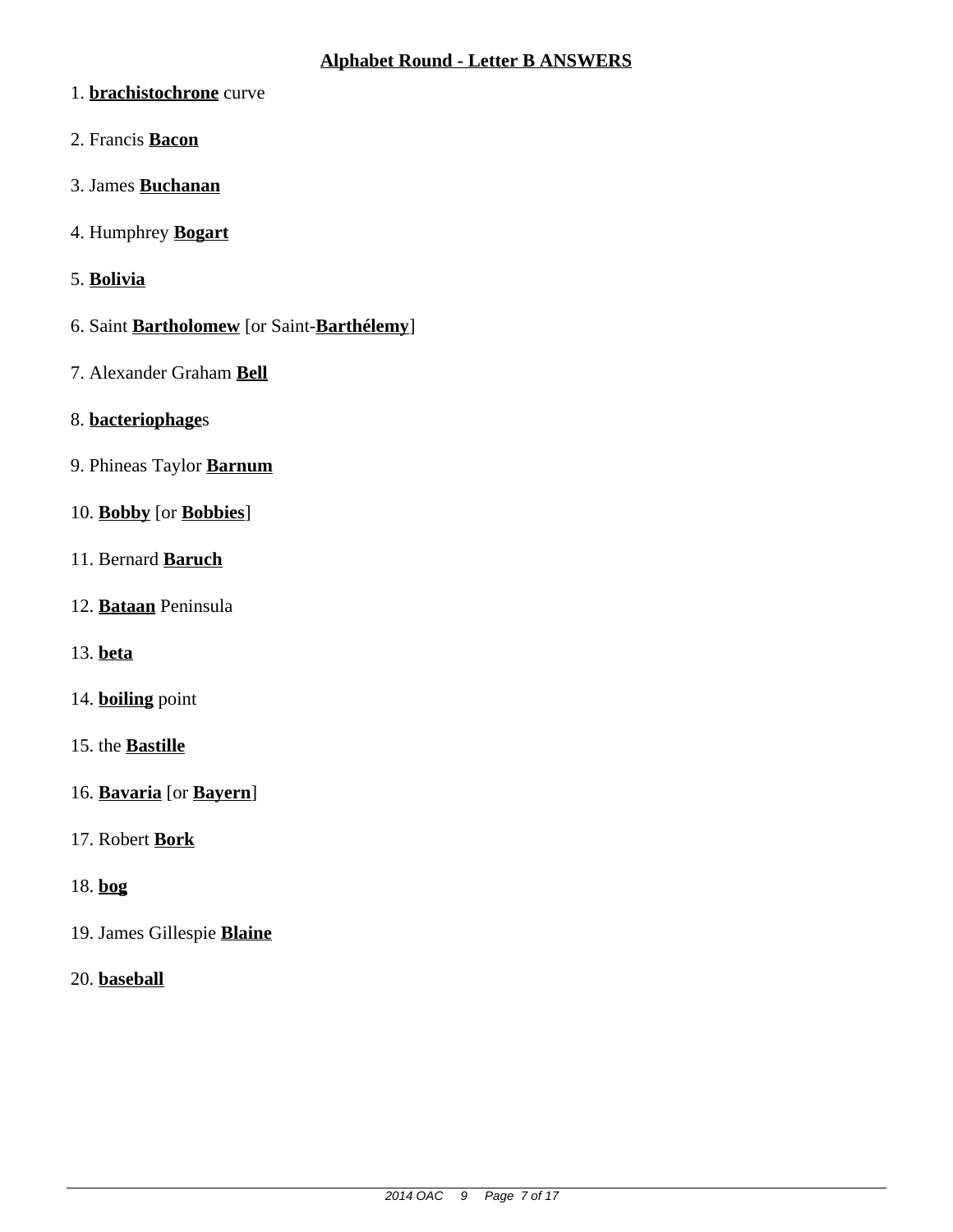## Alphabet Round - Letter B ANSWERS

1. **brachistochrone** curve

2. Francis **Bacon**

3. James **Buchanan**

4. Humphrey **Bogart**

5. **Bolivia**

6. Saint **Bartholomew** [or Saint-**Barthélemy**]

7. Alexander Graham **Bell**

8. **bacteriophage**s

9. Phineas Taylor **Barnum**

10. **Bobby** [or **Bobbies**]

11. Bernard **Baruch**

12. **Bataan** Peninsula

13. **beta**

14. **boiling** point

15. the **Bastille**

16. **Bavaria** [or **Bayern**]

17. Robert **Bork**

18. **bog**

19. James Gillespie **Blaine**

20. **baseball**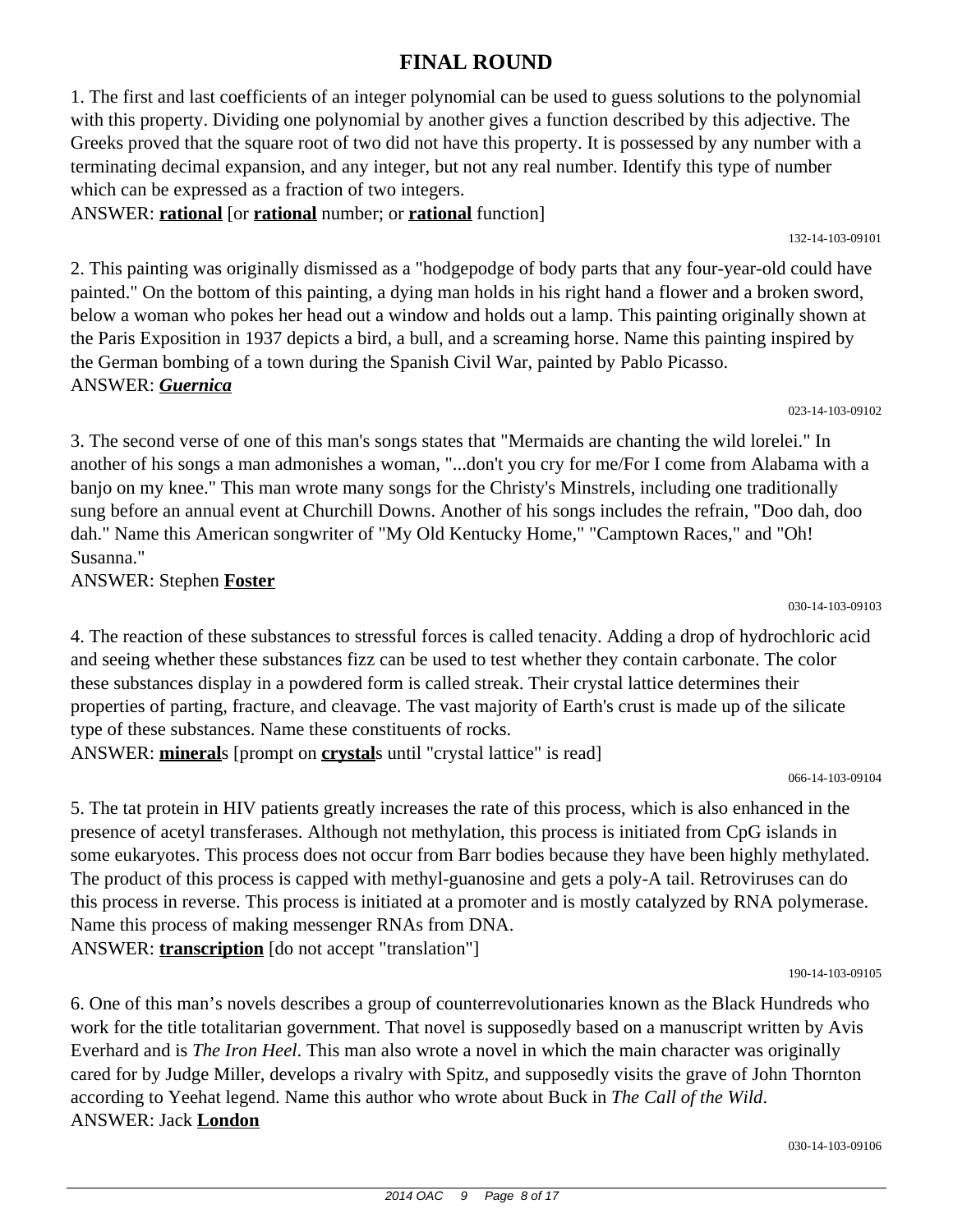# FINAL ROUND

1. The first and last coefficients of an integer polynomial can be used to guess solutions to the polynomial with this property. Dividing one polynomial by another gives a function described by this adjective. The Greeks proved that the square root of two did not have this property. It is possessed by any number with a terminating decimal expansion, and any integer, but not any real number. Identify this type of number which can be expressed as a fraction of two integers.

ANSWER: **rational** [or **rational** number; or **rational** function]

132-14-103-09101

2. This painting was originally dismissed as a "hodgepodge of body parts that any four-year-old could have painted." On the bottom of this painting, a dying man holds in his right hand a flower and a broken sword, below a woman who pokes her head out a window and holds out a lamp. This painting originally shown at the Paris Exposition in 1937 depicts a bird, a bull, and a screaming horse. Name this painting inspired by the German bombing of a town during the Spanish Civil War, painted by Pablo Picasso.

ANSWER: ***Guernica***

023-14-103-09102

3. The second verse of one of this man's songs states that "Mermaids are chanting the wild lorelei." In another of his songs a man admonishes a woman, "...don't you cry for me/For I come from Alabama with a banjo on my knee." This man wrote many songs for the Christy's Minstrels, including one traditionally sung before an annual event at Churchill Downs. Another of his songs includes the refrain, "Doo dah, doo dah." Name this American songwriter of "My Old Kentucky Home," "Camptown Races," and "Oh! Susanna."

ANSWER: Stephen **Foster**

030-14-103-09103

4. The reaction of these substances to stressful forces is called tenacity. Adding a drop of hydrochloric acid and seeing whether these substances fizz can be used to test whether they contain carbonate. The color these substances display in a powdered form is called streak. Their crystal lattice determines their properties of parting, fracture, and cleavage. The vast majority of Earth's crust is made up of the silicate type of these substances. Name these constituents of rocks.

ANSWER: **mineral**s [prompt on **crystal**s until "crystal lattice" is read]

066-14-103-09104

5. The tat protein in HIV patients greatly increases the rate of this process, which is also enhanced in the presence of acetyl transferases. Although not methylation, this process is initiated from CpG islands in some eukaryotes. This process does not occur from Barr bodies because they have been highly methylated. The product of this process is capped with methyl-guanosine and gets a poly-A tail. Retroviruses can do this process in reverse. This process is initiated at a promoter and is mostly catalyzed by RNA polymerase. Name this process of making messenger RNAs from DNA.

ANSWER: **transcription** [do not accept "translation"]

190-14-103-09105

6. One of this man's novels describes a group of counterrevolutionaries known as the Black Hundreds who work for the title totalitarian government. That novel is supposedly based on a manuscript written by Avis Everhard and is *The Iron Heel*. This man also wrote a novel in which the main character was originally cared for by Judge Miller, develops a rivalry with Spitz, and supposedly visits the grave of John Thornton according to Yeehat legend. Name this author who wrote about Buck in *The Call of the Wild*.

ANSWER: Jack **London**

030-14-103-09106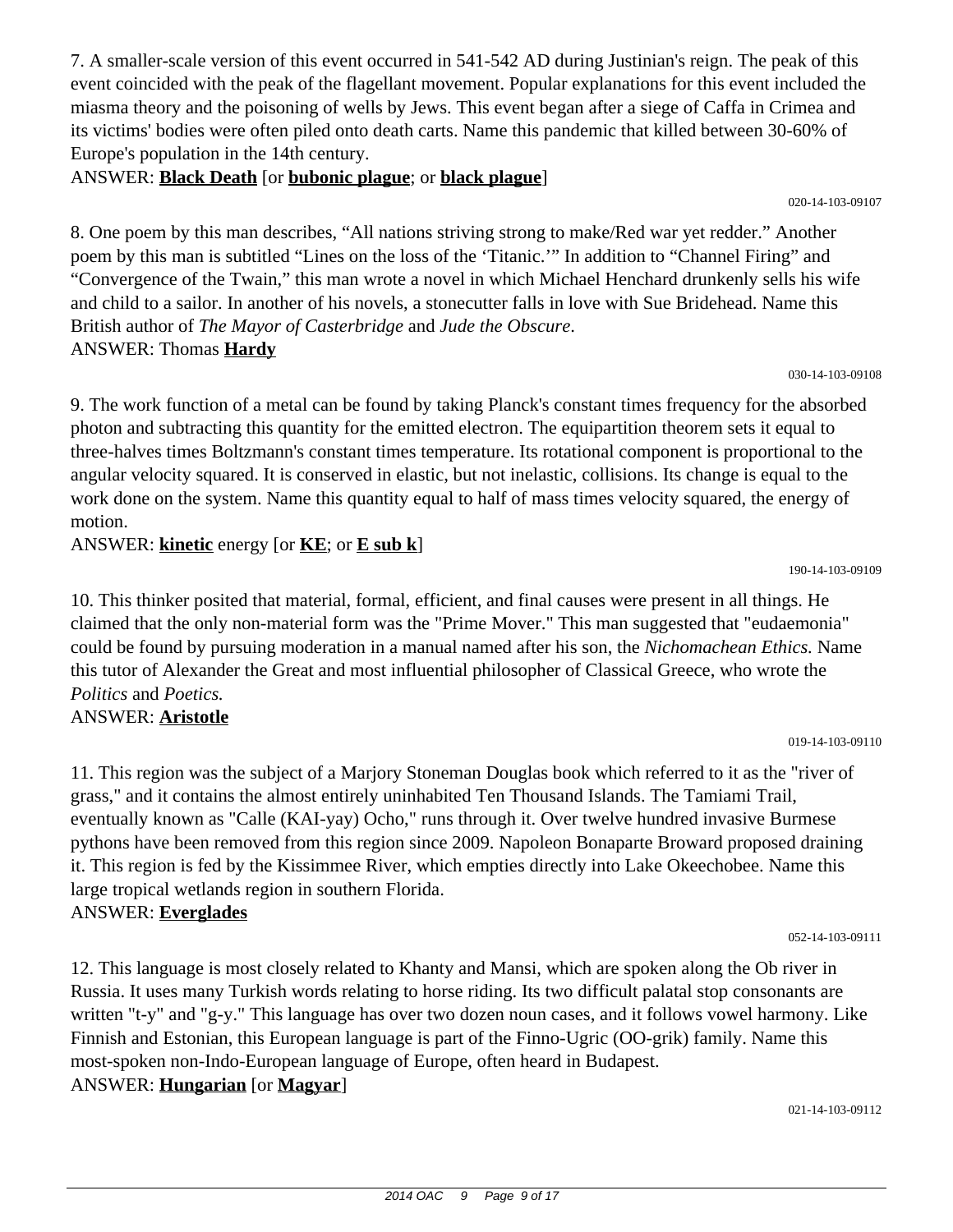7. A smaller-scale version of this event occurred in 541-542 AD during Justinian's reign. The peak of this event coincided with the peak of the flagellant movement. Popular explanations for this event included the miasma theory and the poisoning of wells by Jews. This event began after a siege of Caffa in Crimea and its victims' bodies were often piled onto death carts. Name this pandemic that killed between 30-60% of Europe's population in the 14th century.

ANSWER: **Black Death** [or **bubonic plague**; or **black plague**]

020-14-103-09107

8. One poem by this man describes, “All nations striving strong to make/Red war yet redder.” Another poem by this man is subtitled “Lines on the loss of the ‘Titanic.’” In addition to “Channel Firing” and “Convergence of the Twain,” this man wrote a novel in which Michael Henchard drunkenly sells his wife and child to a sailor. In another of his novels, a stonecutter falls in love with Sue Bridehead. Name this British author of *The Mayor of Casterbridge* and *Jude the Obscure*.

ANSWER: Thomas **Hardy**

030-14-103-09108

9. The work function of a metal can be found by taking Planck's constant times frequency for the absorbed photon and subtracting this quantity for the emitted electron. The equipartition theorem sets it equal to three-halves times Boltzmann's constant times temperature. Its rotational component is proportional to the angular velocity squared. It is conserved in elastic, but not inelastic, collisions. Its change is equal to the work done on the system. Name this quantity equal to half of mass times velocity squared, the energy of motion.

ANSWER: **kinetic** energy [or **KE**; or **E sub k**]

190-14-103-09109

10. This thinker posited that material, formal, efficient, and final causes were present in all things. He claimed that the only non-material form was the "Prime Mover." This man suggested that "eudaemonia" could be found by pursuing moderation in a manual named after his son, the *Nichomachean Ethics.* Name this tutor of Alexander the Great and most influential philosopher of Classical Greece, who wrote the *Politics* and *Poetics.*

ANSWER: **Aristotle**

019-14-103-09110

11. This region was the subject of a Marjory Stoneman Douglas book which referred to it as the "river of grass," and it contains the almost entirely uninhabited Ten Thousand Islands. The Tamiami Trail, eventually known as "Calle (KAI-yay) Ocho," runs through it. Over twelve hundred invasive Burmese pythons have been removed from this region since 2009. Napoleon Bonaparte Broward proposed draining it. This region is fed by the Kissimmee River, which empties directly into Lake Okeechobee. Name this large tropical wetlands region in southern Florida.

ANSWER: **Everglades**

052-14-103-09111

12. This language is most closely related to Khanty and Mansi, which are spoken along the Ob river in Russia. It uses many Turkish words relating to horse riding. Its two difficult palatal stop consonants are written "t-y" and "g-y." This language has over two dozen noun cases, and it follows vowel harmony. Like Finnish and Estonian, this European language is part of the Finno-Ugric (OO-grik) family. Name this most-spoken non-Indo-European language of Europe, often heard in Budapest.

ANSWER: **Hungarian** [or **Magyar**]

021-14-103-09112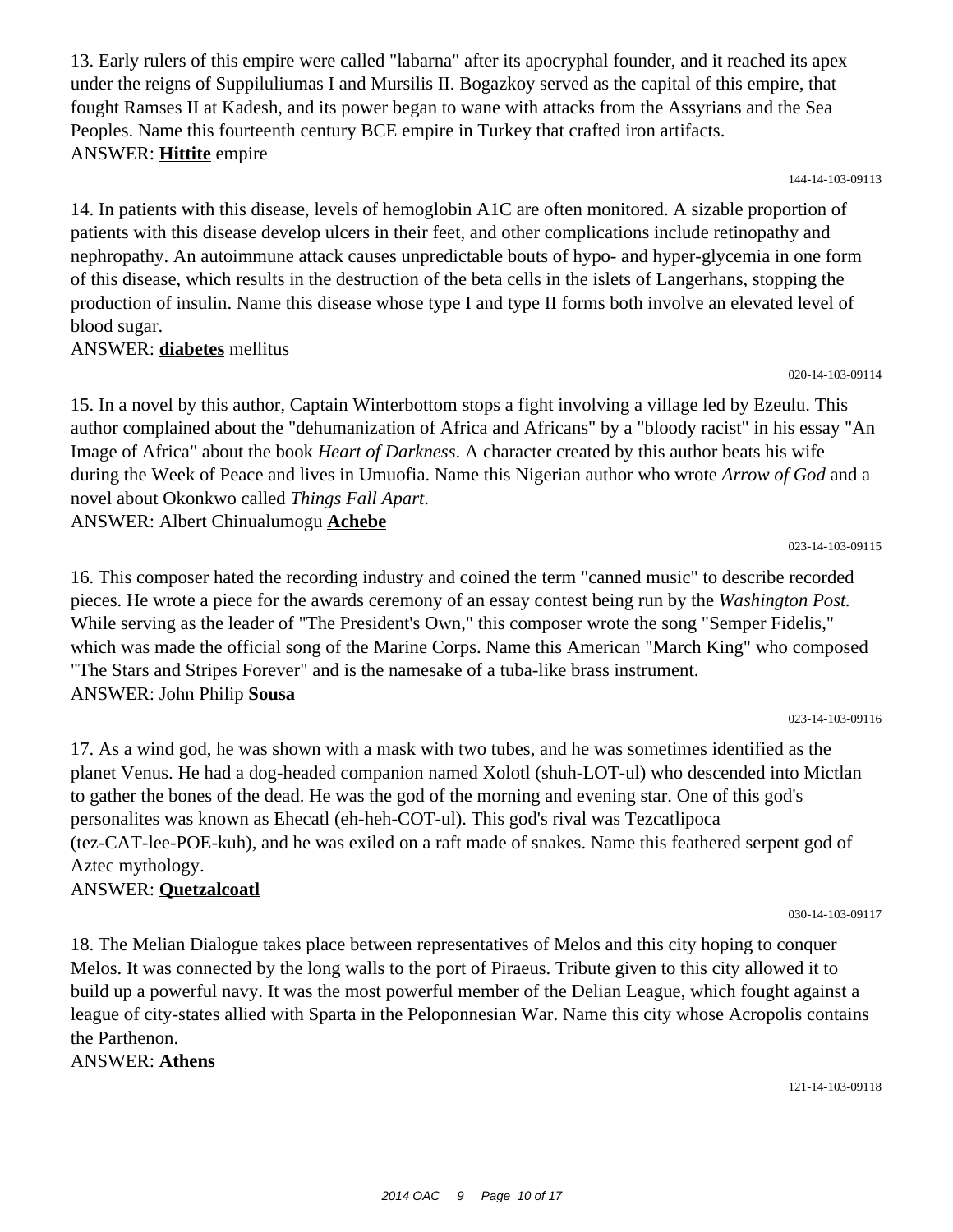13. Early rulers of this empire were called "labarna" after its apocryphal founder, and it reached its apex under the reigns of Suppiluliumas I and Mursilis II. Bogazkoy served as the capital of this empire, that fought Ramses II at Kadesh, and its power began to wane with attacks from the Assyrians and the Sea Peoples. Name this fourteenth century BCE empire in Turkey that crafted iron artifacts.
ANSWER: **Hittite** empire

144-14-103-09113

14. In patients with this disease, levels of hemoglobin A1C are often monitored. A sizable proportion of patients with this disease develop ulcers in their feet, and other complications include retinopathy and nephropathy. An autoimmune attack causes unpredictable bouts of hypo- and hyper-glycemia in one form of this disease, which results in the destruction of the beta cells in the islets of Langerhans, stopping the production of insulin. Name this disease whose type I and type II forms both involve an elevated level of blood sugar.
ANSWER: **diabetes** mellitus

020-14-103-09114

15. In a novel by this author, Captain Winterbottom stops a fight involving a village led by Ezeulu. This author complained about the "dehumanization of Africa and Africans" by a "bloody racist" in his essay "An Image of Africa" about the book *Heart of Darkness*. A character created by this author beats his wife during the Week of Peace and lives in Umuofia. Name this Nigerian author who wrote *Arrow of God* and a novel about Okonkwo called *Things Fall Apart*.
ANSWER: Albert Chinualumogu **Achebe**

023-14-103-09115

16. This composer hated the recording industry and coined the term "canned music" to describe recorded pieces. He wrote a piece for the awards ceremony of an essay contest being run by the *Washington Post.* While serving as the leader of "The President's Own," this composer wrote the song "Semper Fidelis," which was made the official song of the Marine Corps. Name this American "March King" who composed "The Stars and Stripes Forever" and is the namesake of a tuba-like brass instrument.
ANSWER: John Philip **Sousa**

023-14-103-09116

17. As a wind god, he was shown with a mask with two tubes, and he was sometimes identified as the planet Venus. He had a dog-headed companion named Xolotl (shuh-LOT-ul) who descended into Mictlan to gather the bones of the dead. He was the god of the morning and evening star. One of this god's personalites was known as Ehecatl (eh-heh-COT-ul). This god's rival was Tezcatlipoca (tez-CAT-lee-POE-kuh), and he was exiled on a raft made of snakes. Name this feathered serpent god of Aztec mythology.
ANSWER: **Quetzalcoatl**

030-14-103-09117

18. The Melian Dialogue takes place between representatives of Melos and this city hoping to conquer Melos. It was connected by the long walls to the port of Piraeus. Tribute given to this city allowed it to build up a powerful navy. It was the most powerful member of the Delian League, which fought against a league of city-states allied with Sparta in the Peloponnesian War. Name this city whose Acropolis contains the Parthenon.
ANSWER: **Athens**

121-14-103-09118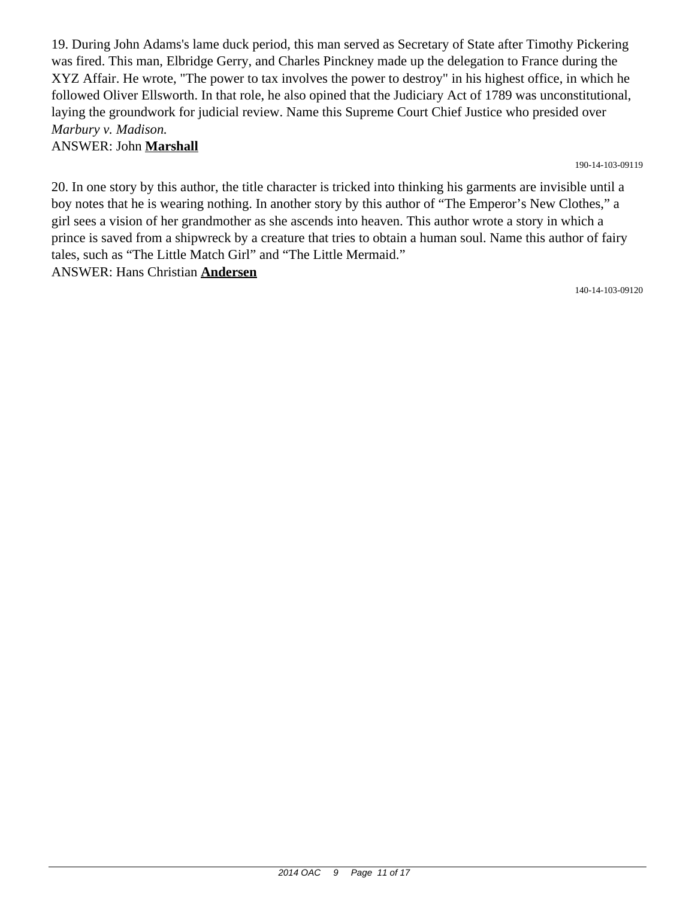19. During John Adams's lame duck period, this man served as Secretary of State after Timothy Pickering was fired. This man, Elbridge Gerry, and Charles Pinckney made up the delegation to France during the XYZ Affair. He wrote, "The power to tax involves the power to destroy" in his highest office, in which he followed Oliver Ellsworth. In that role, he also opined that the Judiciary Act of 1789 was unconstitutional, laying the groundwork for judicial review. Name this Supreme Court Chief Justice who presided over *Marbury v. Madison.*

ANSWER: John **Marshall**

190-14-103-09119

20. In one story by this author, the title character is tricked into thinking his garments are invisible until a boy notes that he is wearing nothing. In another story by this author of “The Emperor’s New Clothes,” a girl sees a vision of her grandmother as she ascends into heaven. This author wrote a story in which a prince is saved from a shipwreck by a creature that tries to obtain a human soul. Name this author of fairy tales, such as “The Little Match Girl” and “The Little Mermaid.”

ANSWER: Hans Christian **Andersen**

140-14-103-09120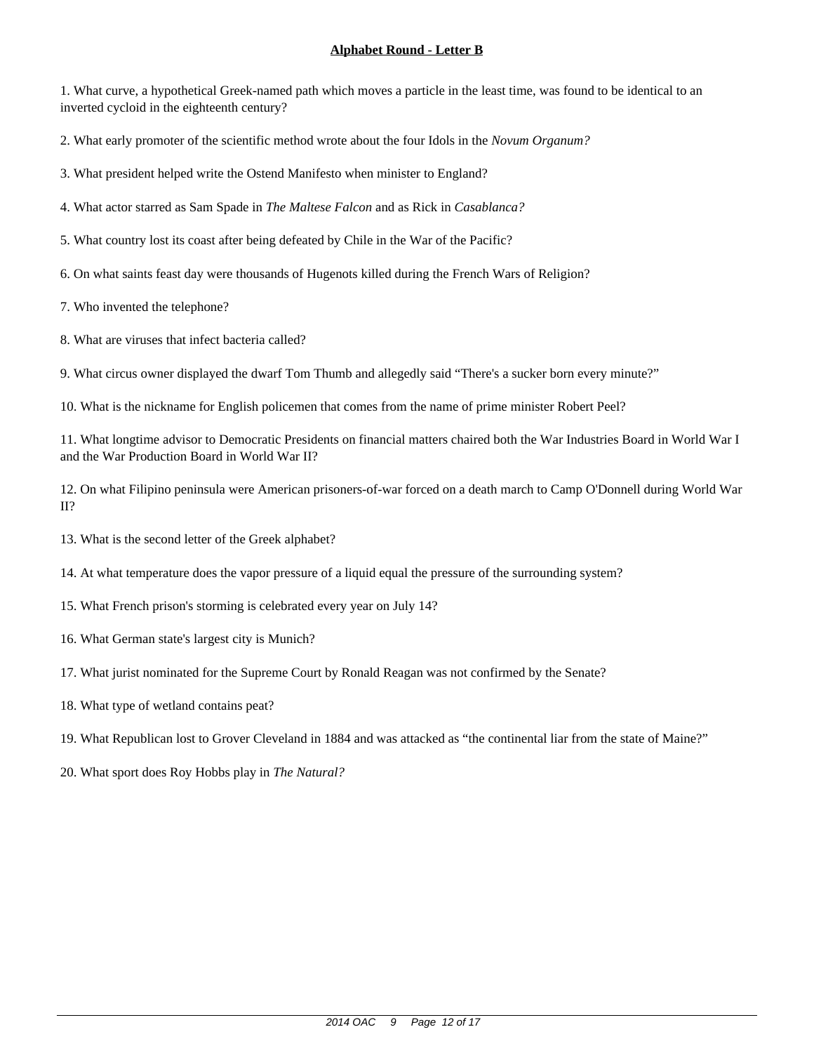## **Alphabet Round - Letter B**

1. What curve, a hypothetical Greek-named path which moves a particle in the least time, was found to be identical to an inverted cycloid in the eighteenth century?

2. What early promoter of the scientific method wrote about the four Idols in the *Novum Organum?*

3. What president helped write the Ostend Manifesto when minister to England?

4. What actor starred as Sam Spade in *The Maltese Falcon* and as Rick in *Casablanca?*

5. What country lost its coast after being defeated by Chile in the War of the Pacific?

6. On what saints feast day were thousands of Hugenots killed during the French Wars of Religion?

7. Who invented the telephone?

8. What are viruses that infect bacteria called?

9. What circus owner displayed the dwarf Tom Thumb and allegedly said "There's a sucker born every minute?"

10. What is the nickname for English policemen that comes from the name of prime minister Robert Peel?

11. What longtime advisor to Democratic Presidents on financial matters chaired both the War Industries Board in World War I and the War Production Board in World War II?

12. On what Filipino peninsula were American prisoners-of-war forced on a death march to Camp O'Donnell during World War II?

13. What is the second letter of the Greek alphabet?

14. At what temperature does the vapor pressure of a liquid equal the pressure of the surrounding system?

15. What French prison's storming is celebrated every year on July 14?

16. What German state's largest city is Munich?

17. What jurist nominated for the Supreme Court by Ronald Reagan was not confirmed by the Senate?

18. What type of wetland contains peat?

19. What Republican lost to Grover Cleveland in 1884 and was attacked as "the continental liar from the state of Maine?"

20. What sport does Roy Hobbs play in *The Natural?*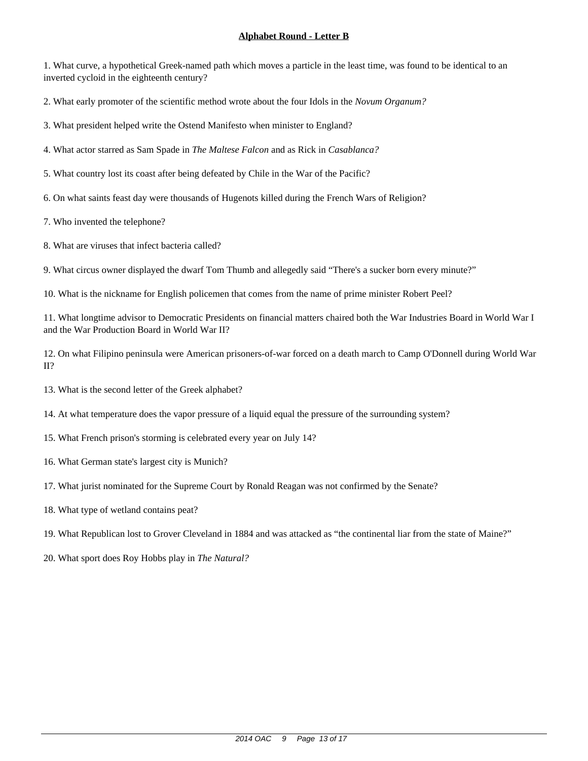**Alphabet Round - Letter B**

1. What curve, a hypothetical Greek-named path which moves a particle in the least time, was found to be identical to an inverted cycloid in the eighteenth century?

2. What early promoter of the scientific method wrote about the four Idols in the *Novum Organum?*

3. What president helped write the Ostend Manifesto when minister to England?

4. What actor starred as Sam Spade in *The Maltese Falcon* and as Rick in *Casablanca?*

5. What country lost its coast after being defeated by Chile in the War of the Pacific?

6. On what saints feast day were thousands of Hugenots killed during the French Wars of Religion?

7. Who invented the telephone?

8. What are viruses that infect bacteria called?

9. What circus owner displayed the dwarf Tom Thumb and allegedly said “There's a sucker born every minute?”

10. What is the nickname for English policemen that comes from the name of prime minister Robert Peel?

11. What longtime advisor to Democratic Presidents on financial matters chaired both the War Industries Board in World War I and the War Production Board in World War II?

12. On what Filipino peninsula were American prisoners-of-war forced on a death march to Camp O'Donnell during World War II?

13. What is the second letter of the Greek alphabet?

14. At what temperature does the vapor pressure of a liquid equal the pressure of the surrounding system?

15. What French prison's storming is celebrated every year on July 14?

16. What German state's largest city is Munich?

17. What jurist nominated for the Supreme Court by Ronald Reagan was not confirmed by the Senate?

18. What type of wetland contains peat?

19. What Republican lost to Grover Cleveland in 1884 and was attacked as “the continental liar from the state of Maine?”

20. What sport does Roy Hobbs play in *The Natural?*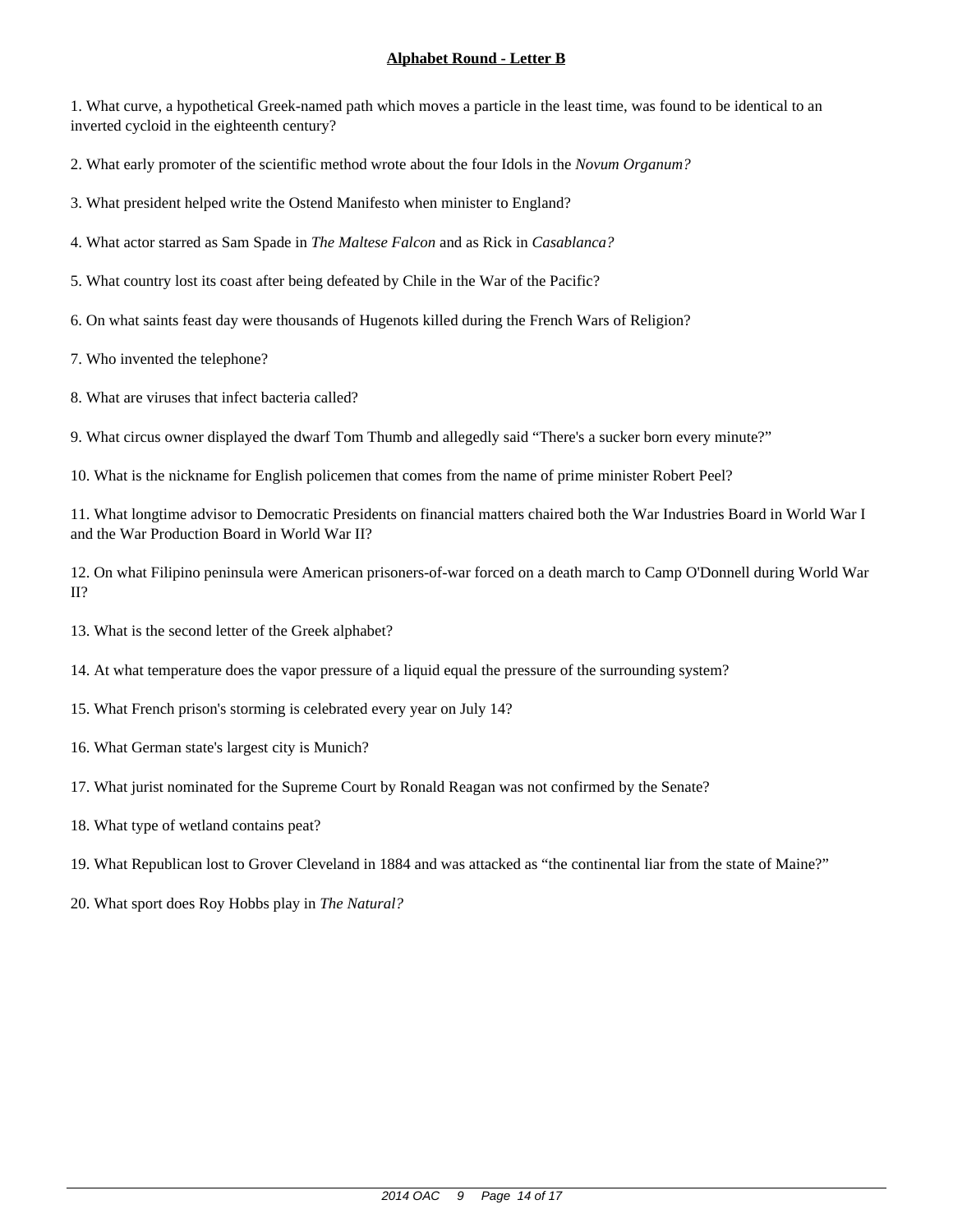**Alphabet Round - Letter B**

1. What curve, a hypothetical Greek-named path which moves a particle in the least time, was found to be identical to an inverted cycloid in the eighteenth century?

2. What early promoter of the scientific method wrote about the four Idols in the *Novum Organum?*

3. What president helped write the Ostend Manifesto when minister to England?

4. What actor starred as Sam Spade in *The Maltese Falcon* and as Rick in *Casablanca?*

5. What country lost its coast after being defeated by Chile in the War of the Pacific?

6. On what saints feast day were thousands of Hugenots killed during the French Wars of Religion?

7. Who invented the telephone?

8. What are viruses that infect bacteria called?

9. What circus owner displayed the dwarf Tom Thumb and allegedly said "There's a sucker born every minute?"

10. What is the nickname for English policemen that comes from the name of prime minister Robert Peel?

11. What longtime advisor to Democratic Presidents on financial matters chaired both the War Industries Board in World War I and the War Production Board in World War II?

12. On what Filipino peninsula were American prisoners-of-war forced on a death march to Camp O'Donnell during World War II?

13. What is the second letter of the Greek alphabet?

14. At what temperature does the vapor pressure of a liquid equal the pressure of the surrounding system?

15. What French prison's storming is celebrated every year on July 14?

16. What German state's largest city is Munich?

17. What jurist nominated for the Supreme Court by Ronald Reagan was not confirmed by the Senate?

18. What type of wetland contains peat?

19. What Republican lost to Grover Cleveland in 1884 and was attacked as "the continental liar from the state of Maine?"

20. What sport does Roy Hobbs play in *The Natural?*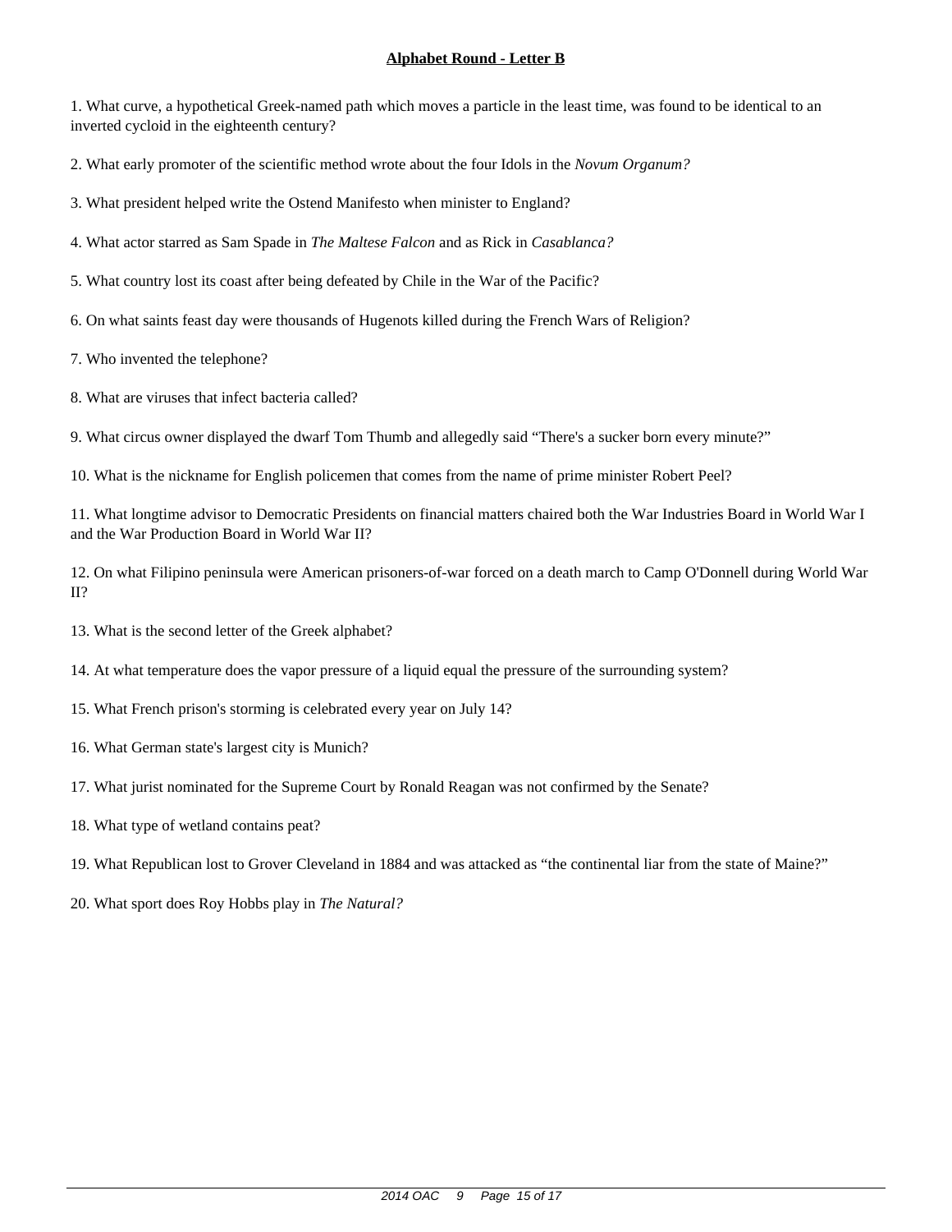**Alphabet Round - Letter B**

1. What curve, a hypothetical Greek-named path which moves a particle in the least time, was found to be identical to an inverted cycloid in the eighteenth century?

2. What early promoter of the scientific method wrote about the four Idols in the *Novum Organum?*

3. What president helped write the Ostend Manifesto when minister to England?

4. What actor starred as Sam Spade in *The Maltese Falcon* and as Rick in *Casablanca?*

5. What country lost its coast after being defeated by Chile in the War of the Pacific?

6. On what saints feast day were thousands of Hugenots killed during the French Wars of Religion?

7. Who invented the telephone?

8. What are viruses that infect bacteria called?

9. What circus owner displayed the dwarf Tom Thumb and allegedly said "There's a sucker born every minute?"

10. What is the nickname for English policemen that comes from the name of prime minister Robert Peel?

11. What longtime advisor to Democratic Presidents on financial matters chaired both the War Industries Board in World War I and the War Production Board in World War II?

12. On what Filipino peninsula were American prisoners-of-war forced on a death march to Camp O'Donnell during World War II?

13. What is the second letter of the Greek alphabet?

14. At what temperature does the vapor pressure of a liquid equal the pressure of the surrounding system?

15. What French prison's storming is celebrated every year on July 14?

16. What German state's largest city is Munich?

17. What jurist nominated for the Supreme Court by Ronald Reagan was not confirmed by the Senate?

18. What type of wetland contains peat?

19. What Republican lost to Grover Cleveland in 1884 and was attacked as "the continental liar from the state of Maine?"

20. What sport does Roy Hobbs play in *The Natural?*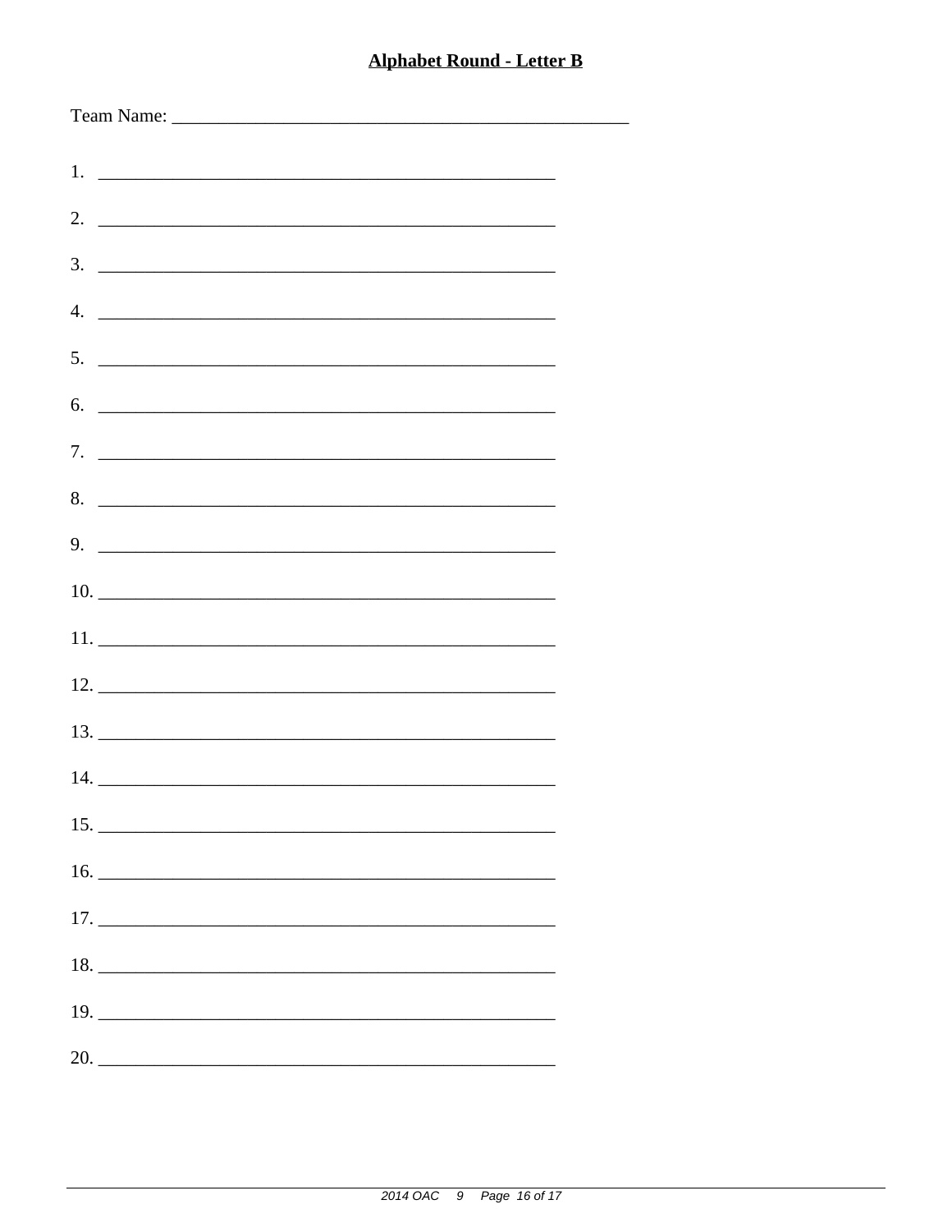**Alphabet Round - Letter B**

Team Name: ______________________________________________

1. ______________________________________________

2. ______________________________________________

3. ______________________________________________

4. ______________________________________________

5. ______________________________________________

6. ______________________________________________

7. ______________________________________________

8. ______________________________________________

9. ______________________________________________

10. ______________________________________________

11. ______________________________________________

12. ______________________________________________

13. ______________________________________________

14. ______________________________________________

15. ______________________________________________

16. ______________________________________________

17. ______________________________________________

18. ______________________________________________

19. ______________________________________________

20. ______________________________________________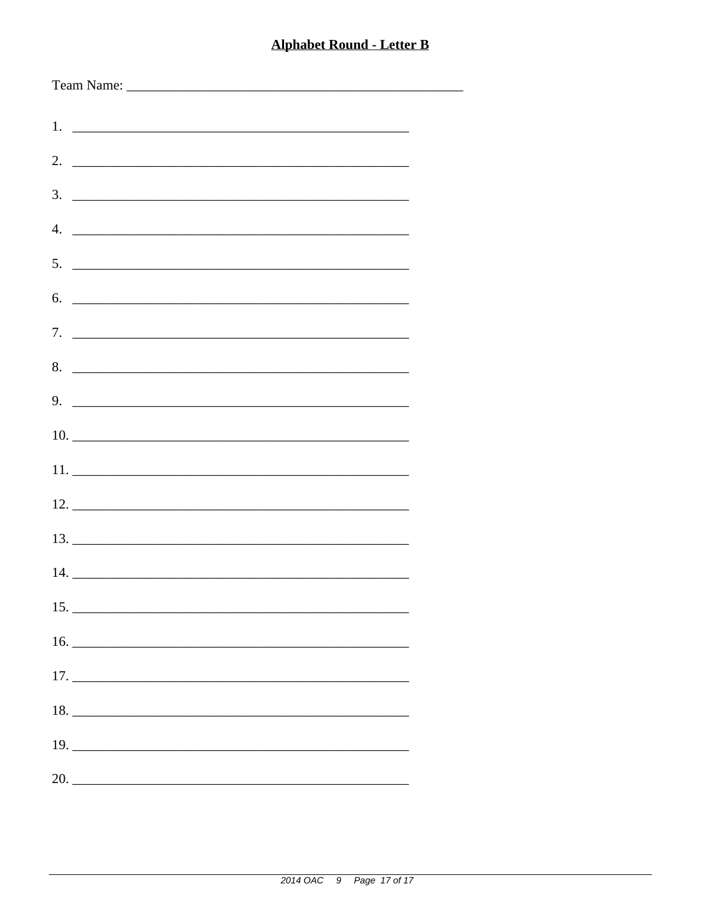## Alphabet Round - Letter B

Team Name: ________________________________________________

1. ________________________________________________
2. ________________________________________________
3. ________________________________________________
4. ________________________________________________
5. ________________________________________________
6. ________________________________________________
7. ________________________________________________
8. ________________________________________________
9. ________________________________________________
10. ________________________________________________
11. ________________________________________________
12. ________________________________________________
13. ________________________________________________
14. ________________________________________________
15. ________________________________________________
16. ________________________________________________
17. ________________________________________________
18. ________________________________________________
19. ________________________________________________
20. ________________________________________________